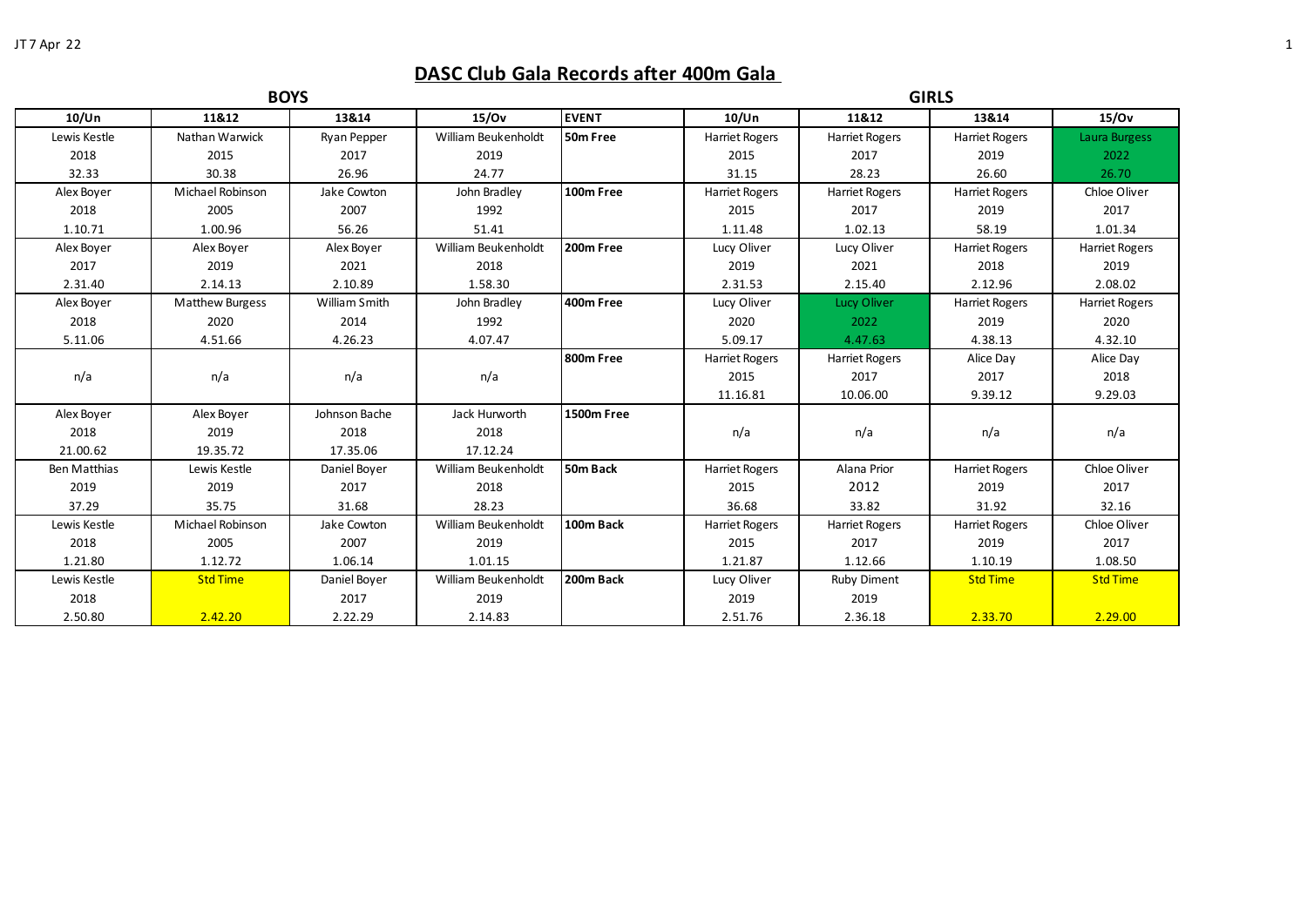# DASC Club Gala Records after 400m Gala

| BOYS | | | | | GIRLS | | | |
|---|---|---|---|---|---|---|---|---|
| 10/Un | 11&12 | 13&14 | 15/Ov | EVENT | 10/Un | 11&12 | 13&14 | 15/Ov |
| Lewis Kestle<br>2018<br>32.33 | Nathan Warwick<br>2015<br>30.38 | Ryan Pepper<br>2017<br>26.96 | William Beukenholdt<br>2019<br>24.77 | **50m Free** | Harriet Rogers<br>2015<br>31.15 | Harriet Rogers<br>2017<br>28.23 | Harriet Rogers<br>2019<br>26.60 | Laura Burgess<br>2022<br>26.70 |
| Alex Boyer<br>2018<br>1.10.71 | Michael Robinson<br>2005<br>1.00.96 | Jake Cowton<br>2007<br>56.26 | John Bradley<br>1992<br>51.41 | **100m Free** | Harriet Rogers<br>2015<br>1.11.48 | Harriet Rogers<br>2017<br>1.02.13 | Harriet Rogers<br>2019<br>58.19 | Chloe Oliver<br>2017<br>1.01.34 |
| Alex Boyer<br>2017<br>2.31.40 | Alex Boyer<br>2019<br>2.14.13 | Alex Boyer<br>2021<br>2.10.89 | William Beukenholdt<br>2018<br>1.58.30 | **200m Free** | Lucy Oliver<br>2019<br>2.31.53 | Lucy Oliver<br>2021<br>2.15.40 | Harriet Rogers<br>2018<br>2.12.96 | Harriet Rogers<br>2019<br>2.08.02 |
| Alex Boyer<br>2018<br>5.11.06 | Matthew Burgess<br>2020<br>4.51.66 | William Smith<br>2014<br>4.26.23 | John Bradley<br>1992<br>4.07.47 | **400m Free** | Lucy Oliver<br>2020<br>5.09.17 | Lucy Oliver<br>2022<br>4.47.63 | Harriet Rogers<br>2019<br>4.38.13 | Harriet Rogers<br>2020<br>4.32.10 |
| n/a | n/a | n/a | n/a | **800m Free** | Harriet Rogers<br>2015<br>11.16.81 | Harriet Rogers<br>2017<br>10.06.00 | Alice Day<br>2017<br>9.39.12 | Alice Day<br>2018<br>9.29.03 |
| Alex Boyer<br>2018<br>21.00.62 | Alex Boyer<br>2019<br>19.35.72 | Johnson Bache<br>2018<br>17.35.06 | Jack Hurworth<br>2018<br>17.12.24 | **1500m Free** | n/a | n/a | n/a | n/a |
| Ben Matthias<br>2019<br>37.29 | Lewis Kestle<br>2019<br>35.75 | Daniel Boyer<br>2017<br>31.68 | William Beukenholdt<br>2018<br>28.23 | **50m Back** | Harriet Rogers<br>2015<br>36.68 | Alana Prior<br>2012<br>33.82 | Harriet Rogers<br>2019<br>31.92 | Chloe Oliver<br>2017<br>32.16 |
| Lewis Kestle<br>2018<br>1.21.80 | Michael Robinson<br>2005<br>1.12.72 | Jake Cowton<br>2007<br>1.06.14 | William Beukenholdt<br>2019<br>1.01.15 | **100m Back** | Harriet Rogers<br>2015<br>1.21.87 | Harriet Rogers<br>2017<br>1.12.66 | Harriet Rogers<br>2019<br>1.10.19 | Chloe Oliver<br>2017<br>1.08.50 |
| Lewis Kestle<br>2018<br>2.50.80 | Std Time<br>2.42.20 | Daniel Boyer<br>2017<br>2.22.29 | William Beukenholdt<br>2019<br>2.14.83 | **200m Back** | Lucy Oliver<br>2019<br>2.51.76 | Ruby Diment<br>2019<br>2.36.18 | Std Time<br>2.33.70 | Std Time<br>2.29.00 |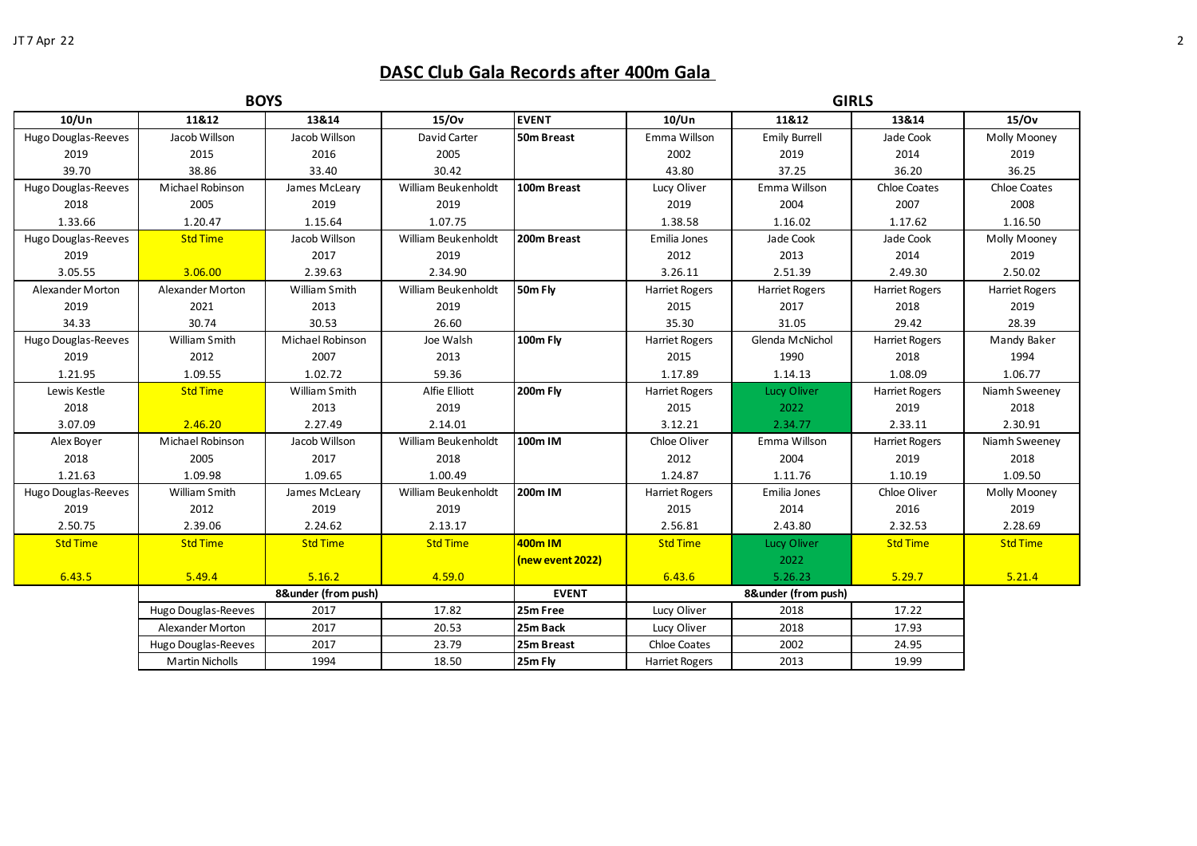## DASC Club Gala Records after 400m Gala

| BOYS | | | | | GIRLS | | | |
|---|---|---|---|---|---|---|---|---|
| 10/Un | 11&12 | 13&14 | 15/Ov | EVENT | 10/Un | 11&12 | 13&14 | 15/Ov |
| Hugo Douglas-Reeves<br>2019<br>39.70 | Jacob Willson<br>2015<br>38.86 | Jacob Willson<br>2016<br>33.40 | David Carter<br>2005<br>30.42 | **50m Breast** | Emma Willson<br>2002<br>43.80 | Emily Burrell<br>2019<br>37.25 | Jade Cook<br>2014<br>36.20 | Molly Mooney<br>2019<br>36.25 |
| Hugo Douglas-Reeves<br>2018<br>1.33.66 | Michael Robinson<br>2005<br>1.20.47 | James McLeary<br>2019<br>1.15.64 | William Beukenholdt<br>2019<br>1.07.75 | **100m Breast** | Lucy Oliver<br>2019<br>1.38.58 | Emma Willson<br>2004<br>1.16.02 | Chloe Coates<br>2007<br>1.17.62 | Chloe Coates<br>2008<br>1.16.50 |
| Hugo Douglas-Reeves<br>2019<br>3.05.55 | Std Time<br><br>3.06.00 | Jacob Willson<br>2017<br>2.39.63 | William Beukenholdt<br>2019<br>2.34.90 | **200m Breast** | Emilia Jones<br>2012<br>3.26.11 | Jade Cook<br>2013<br>2.51.39 | Jade Cook<br>2014<br>2.49.30 | Molly Mooney<br>2019<br>2.50.02 |
| Alexander Morton<br>2019<br>34.33 | Alexander Morton<br>2021<br>30.74 | William Smith<br>2013<br>30.53 | William Beukenholdt<br>2019<br>26.60 | **50m Fly** | Harriet Rogers<br>2015<br>35.30 | Harriet Rogers<br>2017<br>31.05 | Harriet Rogers<br>2018<br>29.42 | Harriet Rogers<br>2019<br>28.39 |
| Hugo Douglas-Reeves<br>2019<br>1.21.95 | William Smith<br>2012<br>1.09.55 | Michael Robinson<br>2007<br>1.02.72 | Joe Walsh<br>2013<br>59.36 | **100m Fly** | Harriet Rogers<br>2015<br>1.17.89 | Glenda McNichol<br>1990<br>1.14.13 | Harriet Rogers<br>2018<br>1.08.09 | Mandy Baker<br>1994<br>1.06.77 |
| Lewis Kestle<br>2018<br>3.07.09 | Std Time<br><br>2.46.20 | William Smith<br>2013<br>2.27.49 | Alfie Elliott<br>2019<br>2.14.01 | **200m Fly** | Harriet Rogers<br>2015<br>3.12.21 | Lucy Oliver<br>2022<br>2.34.77 | Harriet Rogers<br>2019<br>2.33.11 | Niamh Sweeney<br>2018<br>2.30.91 |
| Alex Boyer<br>2018<br>1.21.63 | Michael Robinson<br>2005<br>1.09.98 | Jacob Willson<br>2017<br>1.09.65 | William Beukenholdt<br>2018<br>1.00.49 | **100m IM** | Chloe Oliver<br>2012<br>1.24.87 | Emma Willson<br>2004<br>1.11.76 | Harriet Rogers<br>2019<br>1.10.19 | Niamh Sweeney<br>2018<br>1.09.50 |
| Hugo Douglas-Reeves<br>2019<br>2.50.75 | William Smith<br>2012<br>2.39.06 | James McLeary<br>2019<br>2.24.62 | William Beukenholdt<br>2019<br>2.13.17 | **200m IM** | Harriet Rogers<br>2015<br>2.56.81 | Emilia Jones<br>2014<br>2.43.80 | Chloe Oliver<br>2016<br>2.32.53 | Molly Mooney<br>2019<br>2.28.69 |
| Std Time<br><br>6.43.5 | Std Time<br><br>5.49.4 | Std Time<br><br>5.16.2 | Std Time<br><br>4.59.0 | **400m IM**<br>**(new event 2022)** | Std Time<br><br>6.43.6 | Lucy Oliver<br>2022<br>5.26.23 | Std Time<br><br>5.29.7 | Std Time<br><br>5.21.4 |

| 8&under (from push) | | | EVENT | 8&under (from push) | | |
|---|---|---|---|---|---|---|
| Hugo Douglas-Reeves | 2017 | 17.82 | **25m Free** | Lucy Oliver | 2018 | 17.22 |
| Alexander Morton | 2017 | 20.53 | **25m Back** | Lucy Oliver | 2018 | 17.93 |
| Hugo Douglas-Reeves | 2017 | 23.79 | **25m Breast** | Chloe Coates | 2002 | 24.95 |
| Martin Nicholls | 1994 | 18.50 | **25m Fly** | Harriet Rogers | 2013 | 19.99 |